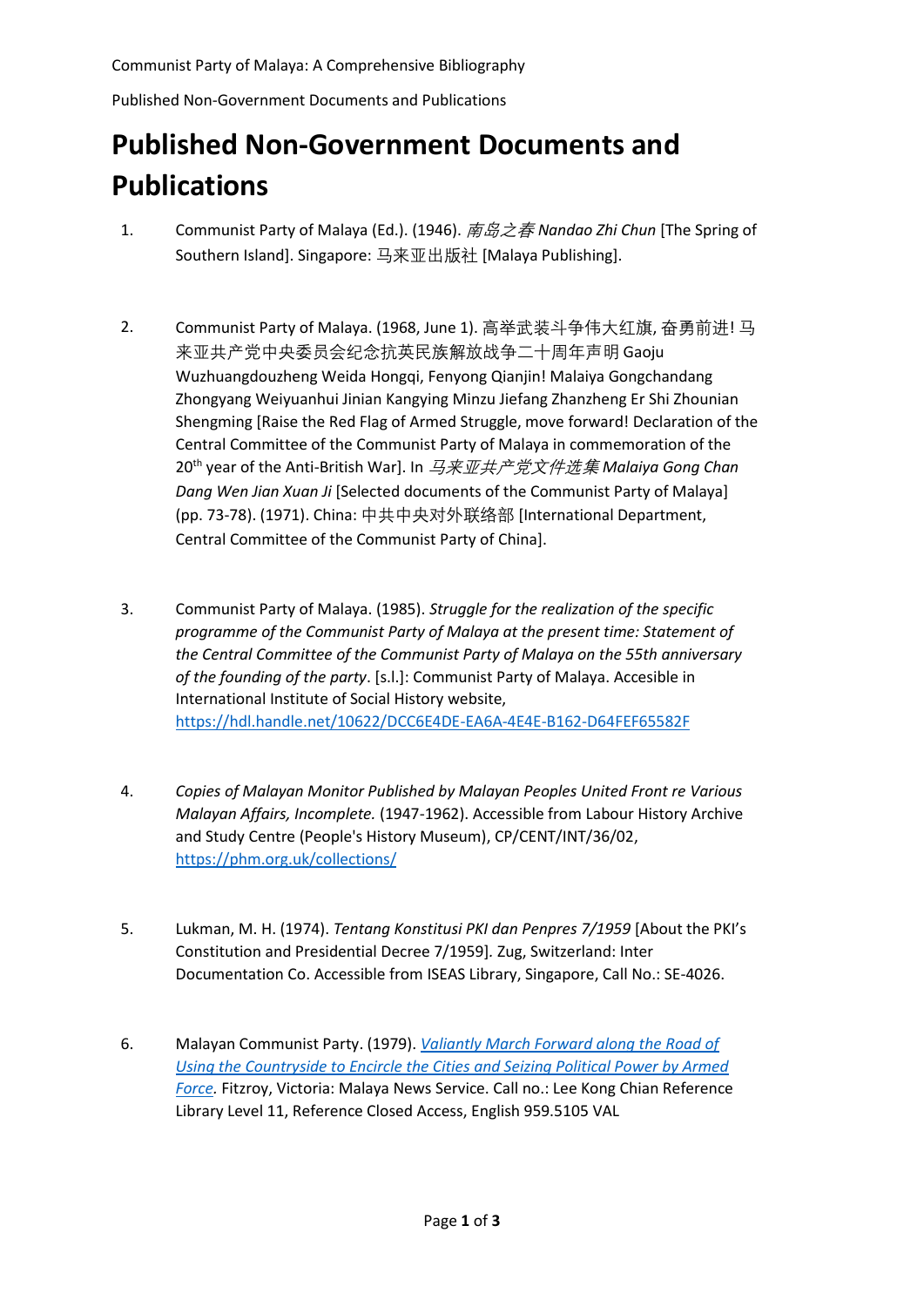# Published Non-Government Documents and Publications

1. Communist Party of Malaya (Ed.). (1946). *南岛之春 Nandao Zhi Chun* [The Spring of Southern Island]. Singapore: 马来亚出版社 [Malaya Publishing].

2. Communist Party of Malaya. (1968, June 1). 高举武装斗争伟大红旗, 奋勇前进! 马来亚共产党中央委员会纪念抗英民族解放战争二十周年声明 Gaoju Wuzhuangdouzheng Weida Hongqi, Fenyong Qianjin! Malaiya Gongchandang Zhongyang Weiyuanhui Jinian Kangying Minzu Jiefang Zhanzheng Er Shi Zhounian Shengming [Raise the Red Flag of Armed Struggle, move forward! Declaration of the Central Committee of the Communist Party of Malaya in commemoration of the 20th year of the Anti-British War]. In *马来亚共产党文件选集 Malaiya Gong Chan Dang Wen Jian Xuan Ji* [Selected documents of the Communist Party of Malaya] (pp. 73-78). (1971). China: 中共中央对外联络部 [International Department, Central Committee of the Communist Party of China].

3. Communist Party of Malaya. (1985). *Struggle for the realization of the specific programme of the Communist Party of Malaya at the present time: Statement of the Central Committee of the Communist Party of Malaya on the 55th anniversary of the founding of the party*. [s.l.]: Communist Party of Malaya. Accesible in International Institute of Social History website, https://hdl.handle.net/10622/DCC6E4DE-EA6A-4E4E-B162-D64FEF65582F

4. *Copies of Malayan Monitor Published by Malayan Peoples United Front re Various Malayan Affairs, Incomplete.* (1947-1962). Accessible from Labour History Archive and Study Centre (People's History Museum), CP/CENT/INT/36/02, https://phm.org.uk/collections/

5. Lukman, M. H. (1974). *Tentang Konstitusi PKI dan Penpres 7/1959* [About the PKI's Constitution and Presidential Decree 7/1959]. Zug, Switzerland: Inter Documentation Co. Accessible from ISEAS Library, Singapore, Call No.: SE-4026.

6. Malayan Communist Party. (1979). *Valiantly March Forward along the Road of Using the Countryside to Encircle the Cities and Seizing Political Power by Armed Force.* Fitzroy, Victoria: Malaya News Service. Call no.: Lee Kong Chian Reference Library Level 11, Reference Closed Access, English 959.5105 VAL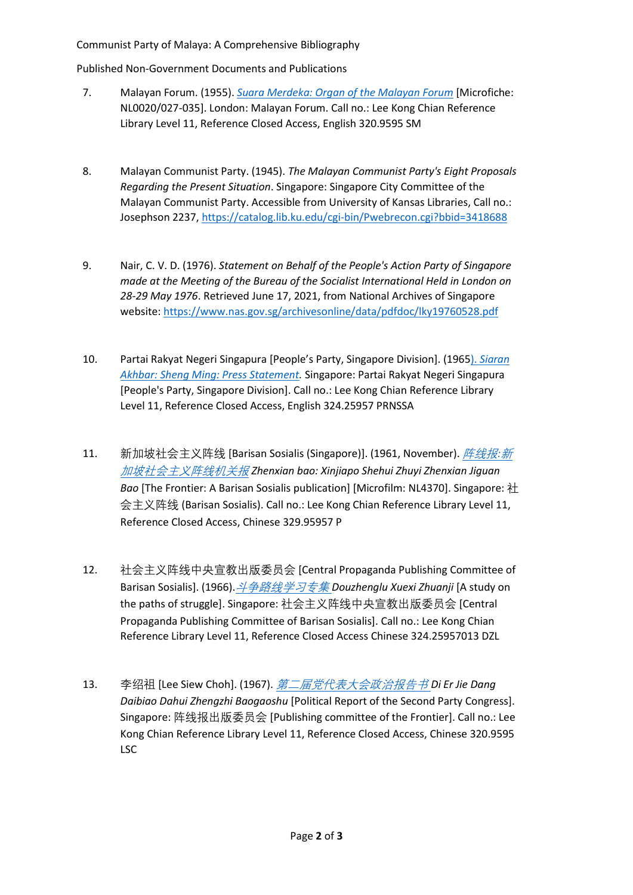Communist Party of Malaya: A Comprehensive Bibliography

Published Non-Government Documents and Publications

7. Malayan Forum. (1955). *Suara Merdeka: Organ of the Malayan Forum* [Microfiche: NL0020/027-035]. London: Malayan Forum. Call no.: Lee Kong Chian Reference Library Level 11, Reference Closed Access, English 320.9595 SM

8. Malayan Communist Party. (1945). *The Malayan Communist Party's Eight Proposals Regarding the Present Situation*. Singapore: Singapore City Committee of the Malayan Communist Party. Accessible from University of Kansas Libraries, Call no.: Josephson 2237, https://catalog.lib.ku.edu/cgi-bin/Pwebrecon.cgi?bbid=3418688

9. Nair, C. V. D. (1976). *Statement on Behalf of the People's Action Party of Singapore made at the Meeting of the Bureau of the Socialist International Held in London on 28-29 May 1976*. Retrieved June 17, 2021, from National Archives of Singapore website: https://www.nas.gov.sg/archivesonline/data/pdfdoc/lky19760528.pdf

10. Partai Rakyat Negeri Singapura [People's Party, Singapore Division]. (1965). *Siaran Akhbar: Sheng Ming: Press Statement*. Singapore: Partai Rakyat Negeri Singapura [People's Party, Singapore Division]. Call no.: Lee Kong Chian Reference Library Level 11, Reference Closed Access, English 324.25957 PRNSSA

11. 新加坡社会主义阵线 [Barisan Sosialis (Singapore)]. (1961, November). *阵线报:新加坡社会主义阵线机关报 Zhenxian bao: Xinjiapo Shehui Zhuyi Zhenxian Jiguan Bao* [The Frontier: A Barisan Sosialis publication] [Microfilm: NL4370]. Singapore: 社会主义阵线 (Barisan Sosialis). Call no.: Lee Kong Chian Reference Library Level 11, Reference Closed Access, Chinese 329.95957 P

12. 社会主义阵线中央宣教出版委员会 [Central Propaganda Publishing Committee of Barisan Sosialis]. (1966). *斗争路线学习专集 Douzhenglu Xuexi Zhuanji* [A study on the paths of struggle]. Singapore: 社会主义阵线中央宣教出版委员会 [Central Propaganda Publishing Committee of Barisan Sosialis]. Call no.: Lee Kong Chian Reference Library Level 11, Reference Closed Access Chinese 324.25957013 DZL

13. 李绍祖 [Lee Siew Choh]. (1967). *第二届党代表大会政治报告书 Di Er Jie Dang Daibiao Dahui Zhengzhi Baogaoshu* [Political Report of the Second Party Congress]. Singapore: 阵线报出版委员会 [Publishing committee of the Frontier]. Call no.: Lee Kong Chian Reference Library Level 11, Reference Closed Access, Chinese 320.9595 LSC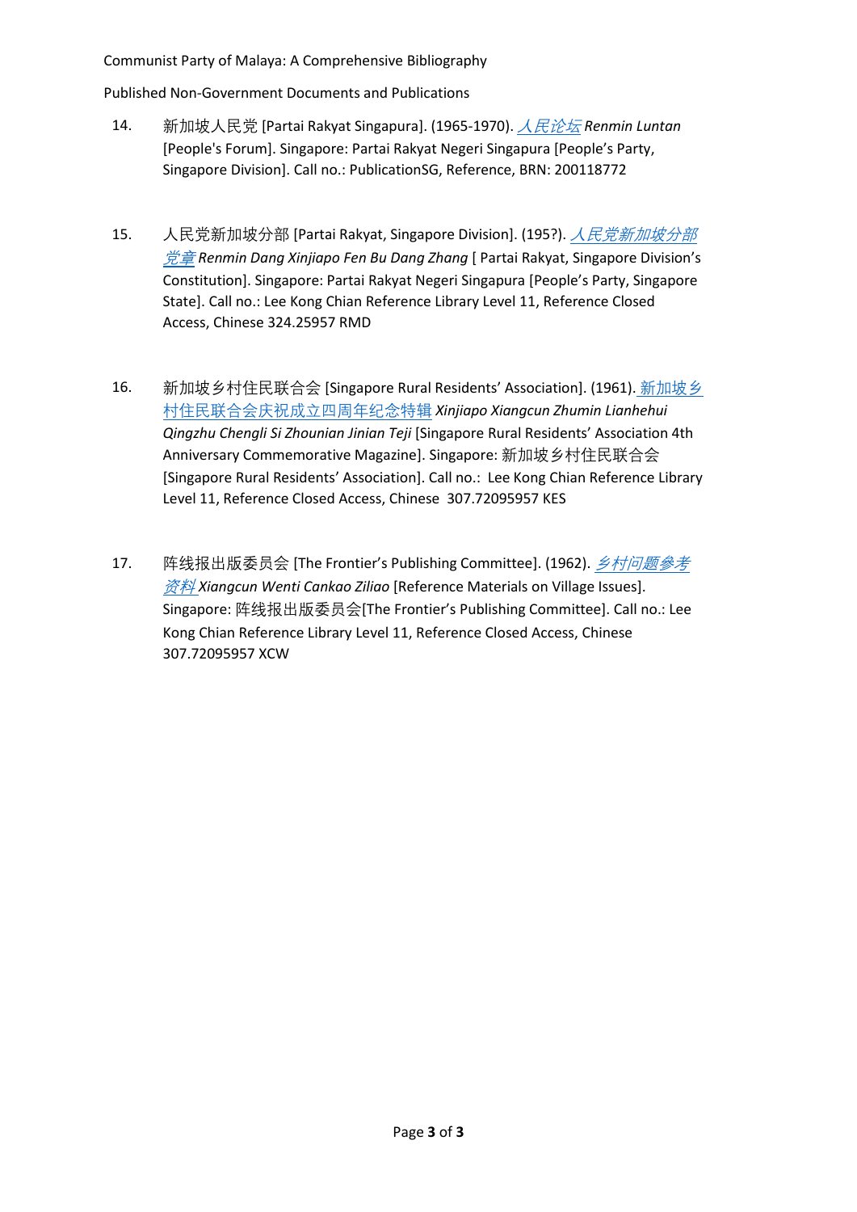14. 新加坡人民党 [Partai Rakyat Singapura]. (1965-1970). *人民论坛* *Renmin Luntan* [People's Forum]. Singapore: Partai Rakyat Negeri Singapura [People's Party, Singapore Division]. Call no.: PublicationSG, Reference, BRN: 200118772

15. 人民党新加坡分部 [Partai Rakyat, Singapore Division]. (195?). *人民党新加坡分部党章* *Renmin Dang Xinjiapo Fen Bu Dang Zhang* [ Partai Rakyat, Singapore Division's Constitution]. Singapore: Partai Rakyat Negeri Singapura [People's Party, Singapore State]. Call no.: Lee Kong Chian Reference Library Level 11, Reference Closed Access, Chinese 324.25957 RMD

16. 新加坡乡村住民联合会 [Singapore Rural Residents' Association]. (1961). 新加坡乡村住民联合会庆祝成立四周年纪念特辑 *Xinjiapo Xiangcun Zhumin Lianhehui Qingzhu Chengli Si Zhounian Jinian Teji* [Singapore Rural Residents' Association 4th Anniversary Commemorative Magazine]. Singapore: 新加坡乡村住民联合会 [Singapore Rural Residents' Association]. Call no.: Lee Kong Chian Reference Library Level 11, Reference Closed Access, Chinese 307.72095957 KES

17. 阵线报出版委员会 [The Frontier's Publishing Committee]. (1962). *乡村问题参考资料* *Xiangcun Wenti Cankao Ziliao* [Reference Materials on Village Issues]. Singapore: 阵线报出版委员会[The Frontier's Publishing Committee]. Call no.: Lee Kong Chian Reference Library Level 11, Reference Closed Access, Chinese 307.72095957 XCW